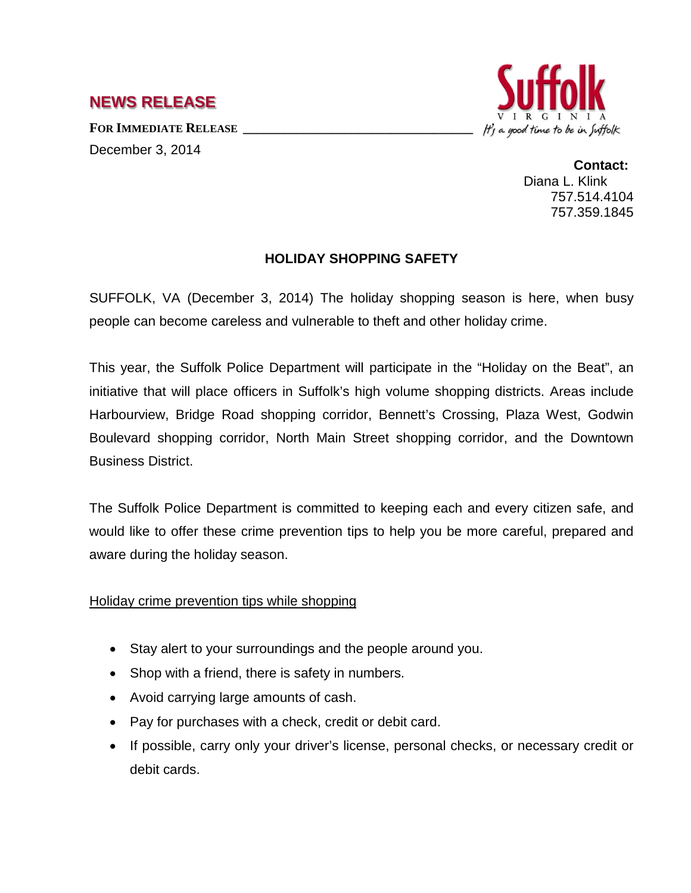**NEWS RELEASE**

**FOR IMMEDIATE RELEASE**

December 3, 2014

Suffolk
VIRGINIA
*It's a good time to be in Suffolk*

**Contact:**
Diana L. Klink
757.514.4104
757.359.1845

## HOLIDAY SHOPPING SAFETY

SUFFOLK, VA (December 3, 2014) The holiday shopping season is here, when busy people can become careless and vulnerable to theft and other holiday crime.

This year, the Suffolk Police Department will participate in the "Holiday on the Beat", an initiative that will place officers in Suffolk's high volume shopping districts. Areas include Harbourview, Bridge Road shopping corridor, Bennett's Crossing, Plaza West, Godwin Boulevard shopping corridor, North Main Street shopping corridor, and the Downtown Business District.

The Suffolk Police Department is committed to keeping each and every citizen safe, and would like to offer these crime prevention tips to help you be more careful, prepared and aware during the holiday season.

Holiday crime prevention tips while shopping

- Stay alert to your surroundings and the people around you.
- Shop with a friend, there is safety in numbers.
- Avoid carrying large amounts of cash.
- Pay for purchases with a check, credit or debit card.
- If possible, carry only your driver's license, personal checks, or necessary credit or debit cards.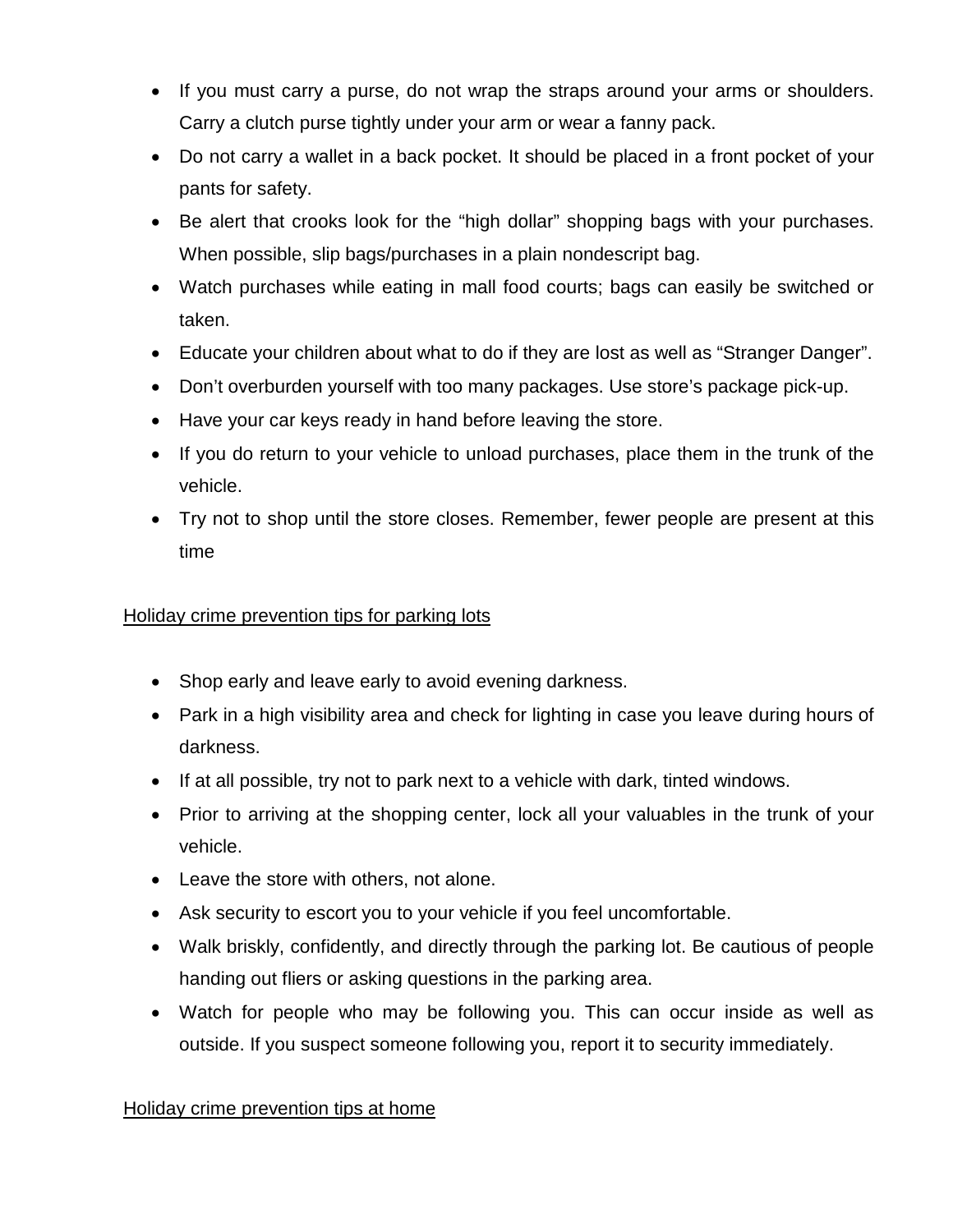- If you must carry a purse, do not wrap the straps around your arms or shoulders. Carry a clutch purse tightly under your arm or wear a fanny pack.
- Do not carry a wallet in a back pocket. It should be placed in a front pocket of your pants for safety.
- Be alert that crooks look for the "high dollar" shopping bags with your purchases. When possible, slip bags/purchases in a plain nondescript bag.
- Watch purchases while eating in mall food courts; bags can easily be switched or taken.
- Educate your children about what to do if they are lost as well as "Stranger Danger".
- Don't overburden yourself with too many packages. Use store's package pick-up.
- Have your car keys ready in hand before leaving the store.
- If you do return to your vehicle to unload purchases, place them in the trunk of the vehicle.
- Try not to shop until the store closes. Remember, fewer people are present at this time

<u>Holiday crime prevention tips for parking lots</u>

- Shop early and leave early to avoid evening darkness.
- Park in a high visibility area and check for lighting in case you leave during hours of darkness.
- If at all possible, try not to park next to a vehicle with dark, tinted windows.
- Prior to arriving at the shopping center, lock all your valuables in the trunk of your vehicle.
- Leave the store with others, not alone.
- Ask security to escort you to your vehicle if you feel uncomfortable.
- Walk briskly, confidently, and directly through the parking lot. Be cautious of people handing out fliers or asking questions in the parking area.
- Watch for people who may be following you. This can occur inside as well as outside. If you suspect someone following you, report it to security immediately.

<u>Holiday crime prevention tips at home</u>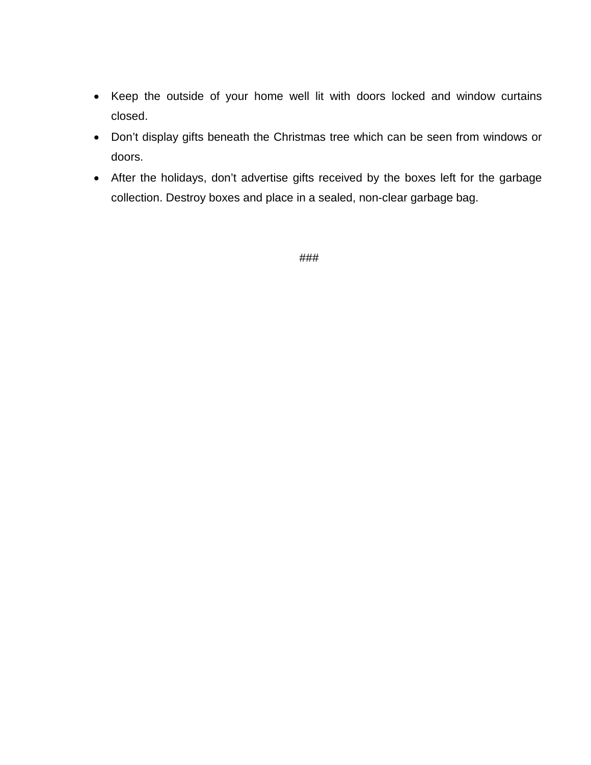- Keep the outside of your home well lit with doors locked and window curtains closed.
- Don’t display gifts beneath the Christmas tree which can be seen from windows or doors.
- After the holidays, don’t advertise gifts received by the boxes left for the garbage collection. Destroy boxes and place in a sealed, non-clear garbage bag.

###